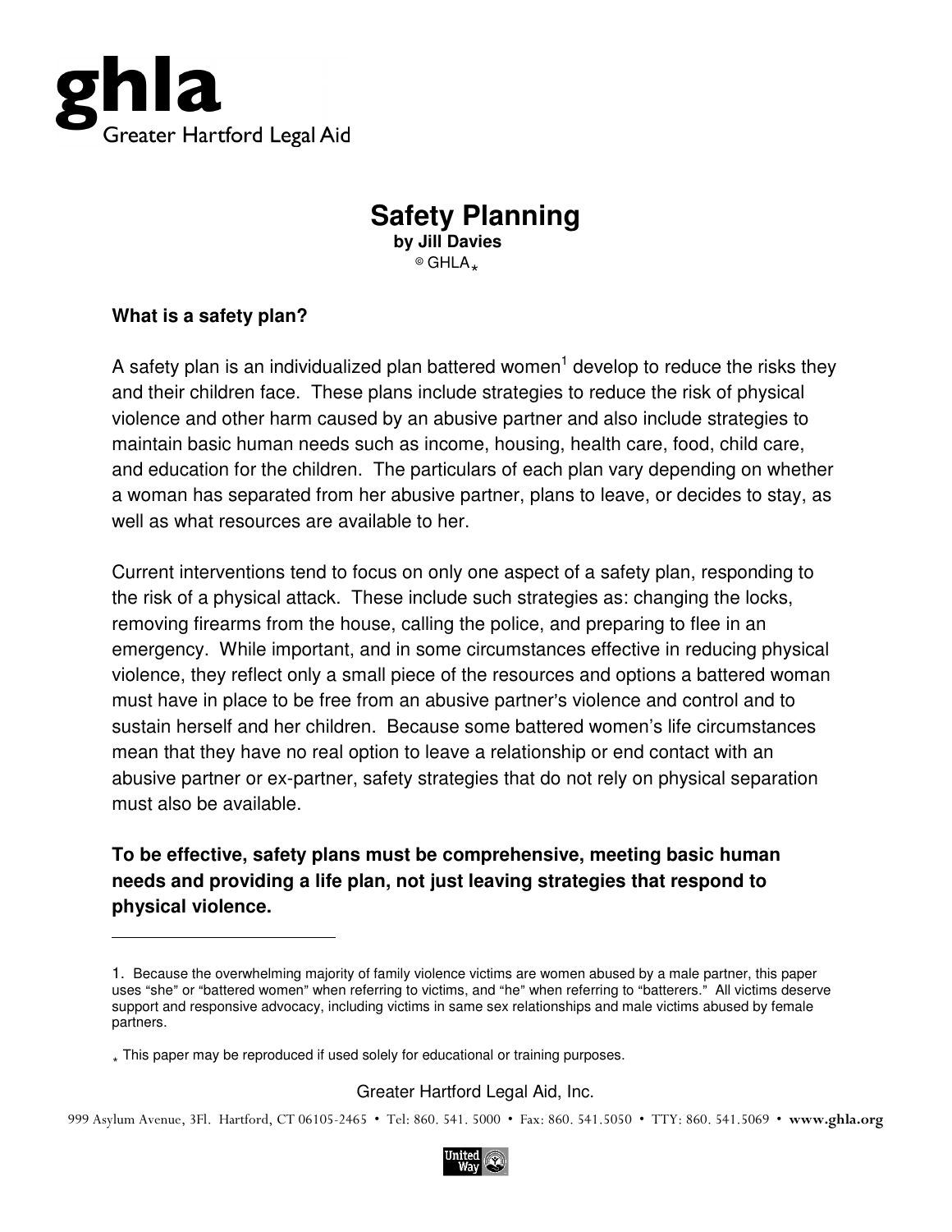**ghla**
Greater Hartford Legal Aid

# Safety Planning

**by Jill Davies**

© GHLA*

**What is a safety plan?**

A safety plan is an individualized plan battered women[1] develop to reduce the risks they and their children face. These plans include strategies to reduce the risk of physical violence and other harm caused by an abusive partner and also include strategies to maintain basic human needs such as income, housing, health care, food, child care, and education for the children. The particulars of each plan vary depending on whether a woman has separated from her abusive partner, plans to leave, or decides to stay, as well as what resources are available to her.

Current interventions tend to focus on only one aspect of a safety plan, responding to the risk of a physical attack. These include such strategies as: changing the locks, removing firearms from the house, calling the police, and preparing to flee in an emergency. While important, and in some circumstances effective in reducing physical violence, they reflect only a small piece of the resources and options a battered woman must have in place to be free from an abusive partner's violence and control and to sustain herself and her children. Because some battered women's life circumstances mean that they have no real option to leave a relationship or end contact with an abusive partner or ex-partner, safety strategies that do not rely on physical separation must also be available.

**To be effective, safety plans must be comprehensive, meeting basic human needs and providing a life plan, not just leaving strategies that respond to physical violence.**

---

1. Because the overwhelming majority of family violence victims are women abused by a male partner, this paper uses "she" or "battered women" when referring to victims, and "he" when referring to "batterers." All victims deserve support and responsive advocacy, including victims in same sex relationships and male victims abused by female partners.

* This paper may be reproduced if used solely for educational or training purposes.

Greater Hartford Legal Aid, Inc.

999 Asylum Avenue, 3Fl. Hartford, CT 06105-2465 • Tel: 860. 541. 5000 • Fax: 860. 541.5050 • TTY: 860. 541.5069 • **www.ghla.org**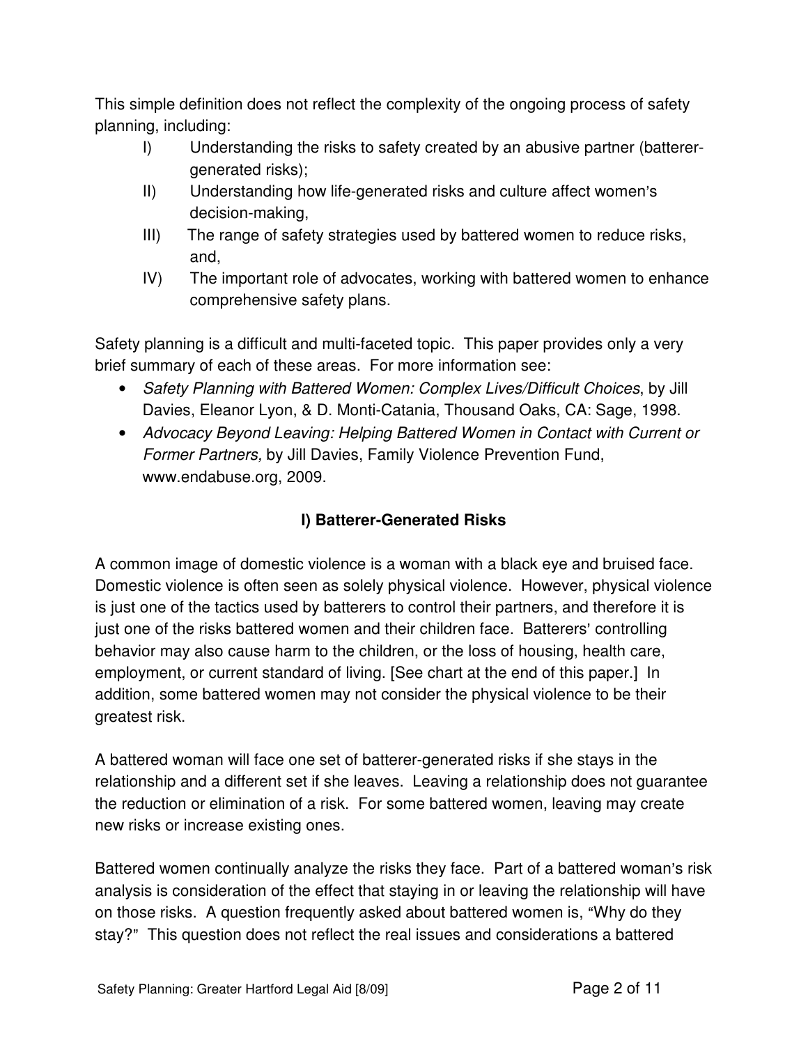This simple definition does not reflect the complexity of the ongoing process of safety planning, including:

I) Understanding the risks to safety created by an abusive partner (batterer-generated risks);

II) Understanding how life-generated risks and culture affect women's decision-making,

III) The range of safety strategies used by battered women to reduce risks, and,

IV) The important role of advocates, working with battered women to enhance comprehensive safety plans.

Safety planning is a difficult and multi-faceted topic. This paper provides only a very brief summary of each of these areas. For more information see:

- *Safety Planning with Battered Women: Complex Lives/Difficult Choices*, by Jill Davies, Eleanor Lyon, & D. Monti-Catania, Thousand Oaks, CA: Sage, 1998.
- *Advocacy Beyond Leaving: Helping Battered Women in Contact with Current or Former Partners,* by Jill Davies, Family Violence Prevention Fund, www.endabuse.org, 2009.

## I) Batterer-Generated Risks

A common image of domestic violence is a woman with a black eye and bruised face. Domestic violence is often seen as solely physical violence. However, physical violence is just one of the tactics used by batterers to control their partners, and therefore it is just one of the risks battered women and their children face. Batterers' controlling behavior may also cause harm to the children, or the loss of housing, health care, employment, or current standard of living. [See chart at the end of this paper.] In addition, some battered women may not consider the physical violence to be their greatest risk.

A battered woman will face one set of batterer-generated risks if she stays in the relationship and a different set if she leaves. Leaving a relationship does not guarantee the reduction or elimination of a risk. For some battered women, leaving may create new risks or increase existing ones.

Battered women continually analyze the risks they face. Part of a battered woman's risk analysis is consideration of the effect that staying in or leaving the relationship will have on those risks. A question frequently asked about battered women is, "Why do they stay?" This question does not reflect the real issues and considerations a battered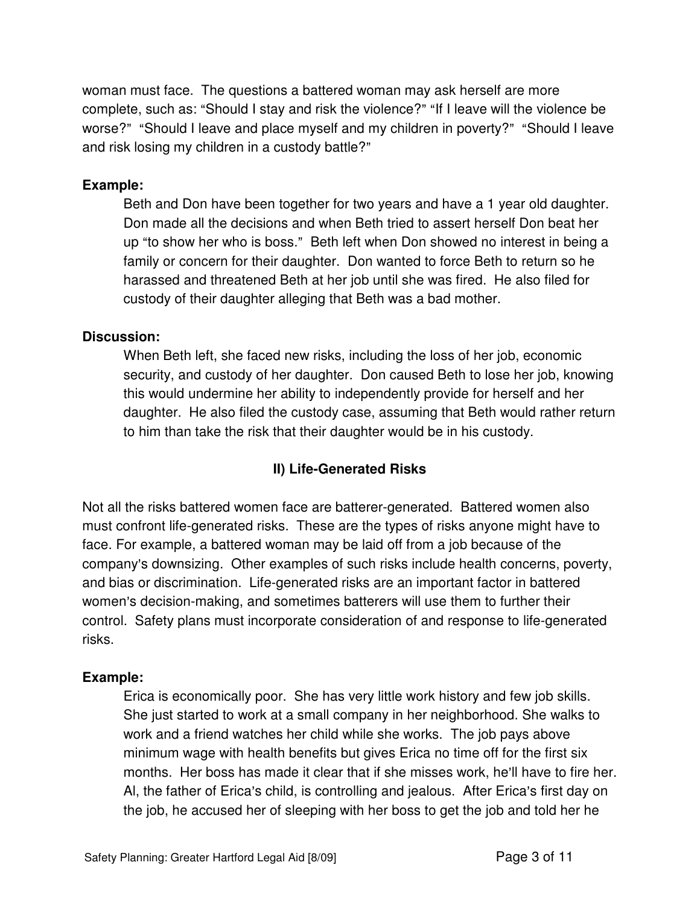woman must face. The questions a battered woman may ask herself are more complete, such as: "Should I stay and risk the violence?" "If I leave will the violence be worse?" "Should I leave and place myself and my children in poverty?" "Should I leave and risk losing my children in a custody battle?"

**Example:**

Beth and Don have been together for two years and have a 1 year old daughter. Don made all the decisions and when Beth tried to assert herself Don beat her up "to show her who is boss." Beth left when Don showed no interest in being a family or concern for their daughter. Don wanted to force Beth to return so he harassed and threatened Beth at her job until she was fired. He also filed for custody of their daughter alleging that Beth was a bad mother.

**Discussion:**

When Beth left, she faced new risks, including the loss of her job, economic security, and custody of her daughter. Don caused Beth to lose her job, knowing this would undermine her ability to independently provide for herself and her daughter. He also filed the custody case, assuming that Beth would rather return to him than take the risk that their daughter would be in his custody.

## II) Life-Generated Risks

Not all the risks battered women face are batterer-generated. Battered women also must confront life-generated risks. These are the types of risks anyone might have to face. For example, a battered woman may be laid off from a job because of the company's downsizing. Other examples of such risks include health concerns, poverty, and bias or discrimination. Life-generated risks are an important factor in battered women's decision-making, and sometimes batterers will use them to further their control. Safety plans must incorporate consideration of and response to life-generated risks.

**Example:**

Erica is economically poor. She has very little work history and few job skills. She just started to work at a small company in her neighborhood. She walks to work and a friend watches her child while she works. The job pays above minimum wage with health benefits but gives Erica no time off for the first six months. Her boss has made it clear that if she misses work, he'll have to fire her. Al, the father of Erica's child, is controlling and jealous. After Erica's first day on the job, he accused her of sleeping with her boss to get the job and told her he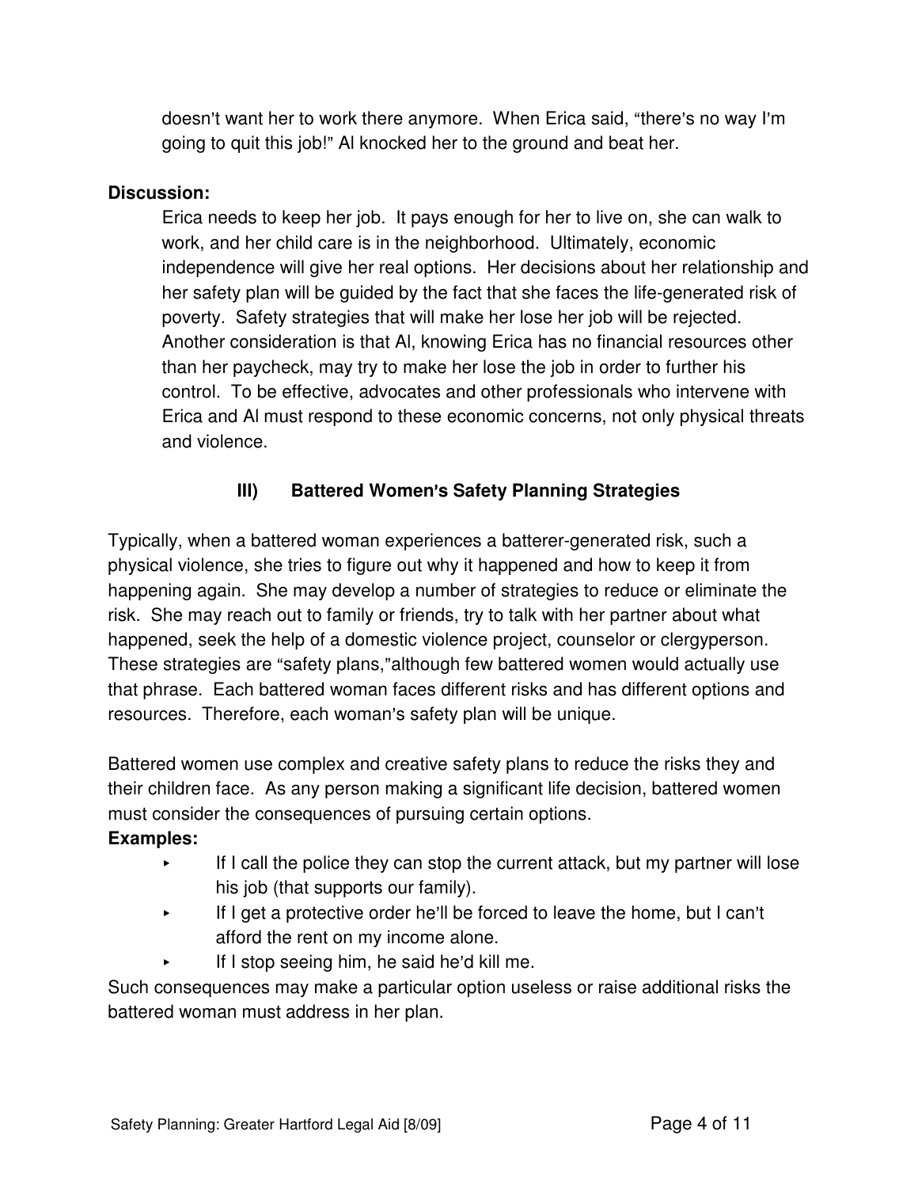doesn't want her to work there anymore. When Erica said, "there's no way I'm going to quit this job!" Al knocked her to the ground and beat her.

**Discussion:**

Erica needs to keep her job. It pays enough for her to live on, she can walk to work, and her child care is in the neighborhood. Ultimately, economic independence will give her real options. Her decisions about her relationship and her safety plan will be guided by the fact that she faces the life-generated risk of poverty. Safety strategies that will make her lose her job will be rejected. Another consideration is that Al, knowing Erica has no financial resources other than her paycheck, may try to make her lose the job in order to further his control. To be effective, advocates and other professionals who intervene with Erica and Al must respond to these economic concerns, not only physical threats and violence.

## III) Battered Women's Safety Planning Strategies

Typically, when a battered woman experiences a batterer-generated risk, such a physical violence, she tries to figure out why it happened and how to keep it from happening again. She may develop a number of strategies to reduce or eliminate the risk. She may reach out to family or friends, try to talk with her partner about what happened, seek the help of a domestic violence project, counselor or clergyperson. These strategies are "safety plans," although few battered women would actually use that phrase. Each battered woman faces different risks and has different options and resources. Therefore, each woman's safety plan will be unique.

Battered women use complex and creative safety plans to reduce the risks they and their children face. As any person making a significant life decision, battered women must consider the consequences of pursuing certain options.

**Examples:**

- If I call the police they can stop the current attack, but my partner will lose his job (that supports our family).
- If I get a protective order he'll be forced to leave the home, but I can't afford the rent on my income alone.
- If I stop seeing him, he said he'd kill me.

Such consequences may make a particular option useless or raise additional risks the battered woman must address in her plan.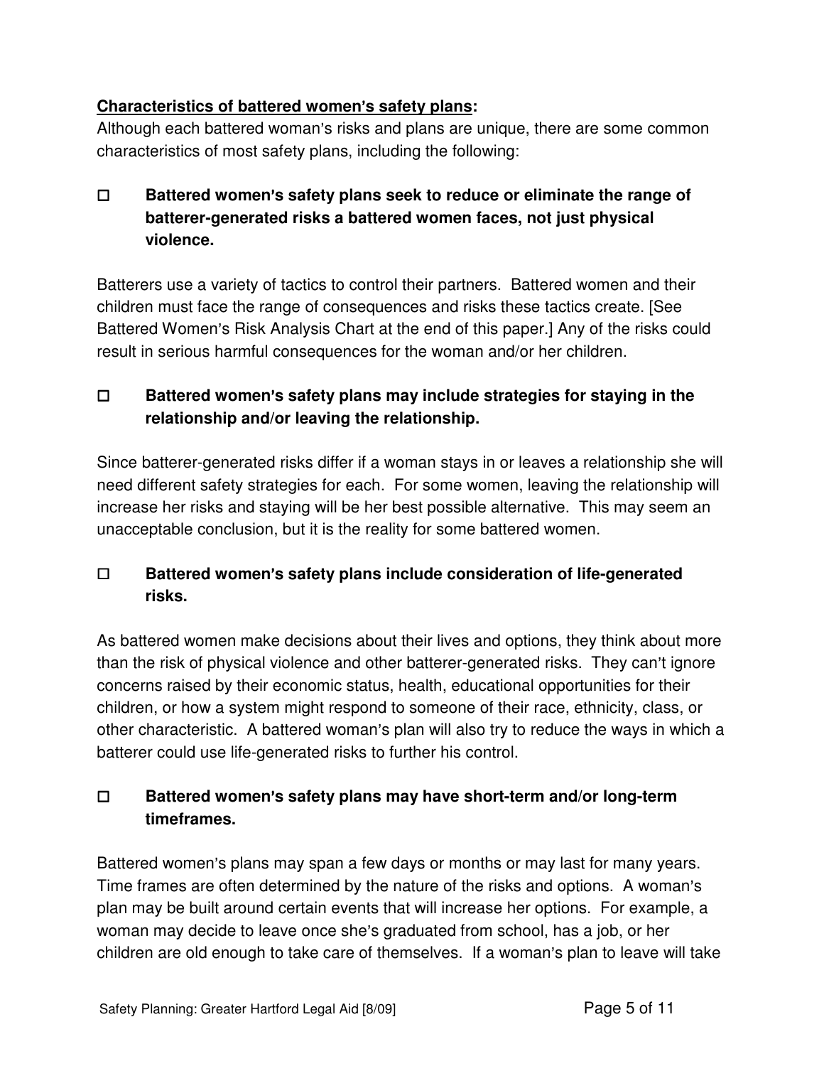**<u>Characteristics of battered women's safety plans</u>:**

Although each battered woman's risks and plans are unique, there are some common characteristics of most safety plans, including the following:

- ☐ **Battered women's safety plans seek to reduce or eliminate the range of batterer-generated risks a battered women faces, not just physical violence.**

Batterers use a variety of tactics to control their partners. Battered women and their children must face the range of consequences and risks these tactics create. [See Battered Women's Risk Analysis Chart at the end of this paper.] Any of the risks could result in serious harmful consequences for the woman and/or her children.

- ☐ **Battered women's safety plans may include strategies for staying in the relationship and/or leaving the relationship.**

Since batterer-generated risks differ if a woman stays in or leaves a relationship she will need different safety strategies for each. For some women, leaving the relationship will increase her risks and staying will be her best possible alternative. This may seem an unacceptable conclusion, but it is the reality for some battered women.

- ☐ **Battered women's safety plans include consideration of life-generated risks.**

As battered women make decisions about their lives and options, they think about more than the risk of physical violence and other batterer-generated risks. They can't ignore concerns raised by their economic status, health, educational opportunities for their children, or how a system might respond to someone of their race, ethnicity, class, or other characteristic. A battered woman's plan will also try to reduce the ways in which a batterer could use life-generated risks to further his control.

- ☐ **Battered women's safety plans may have short-term and/or long-term timeframes.**

Battered women's plans may span a few days or months or may last for many years. Time frames are often determined by the nature of the risks and options. A woman's plan may be built around certain events that will increase her options. For example, a woman may decide to leave once she's graduated from school, has a job, or her children are old enough to take care of themselves. If a woman's plan to leave will take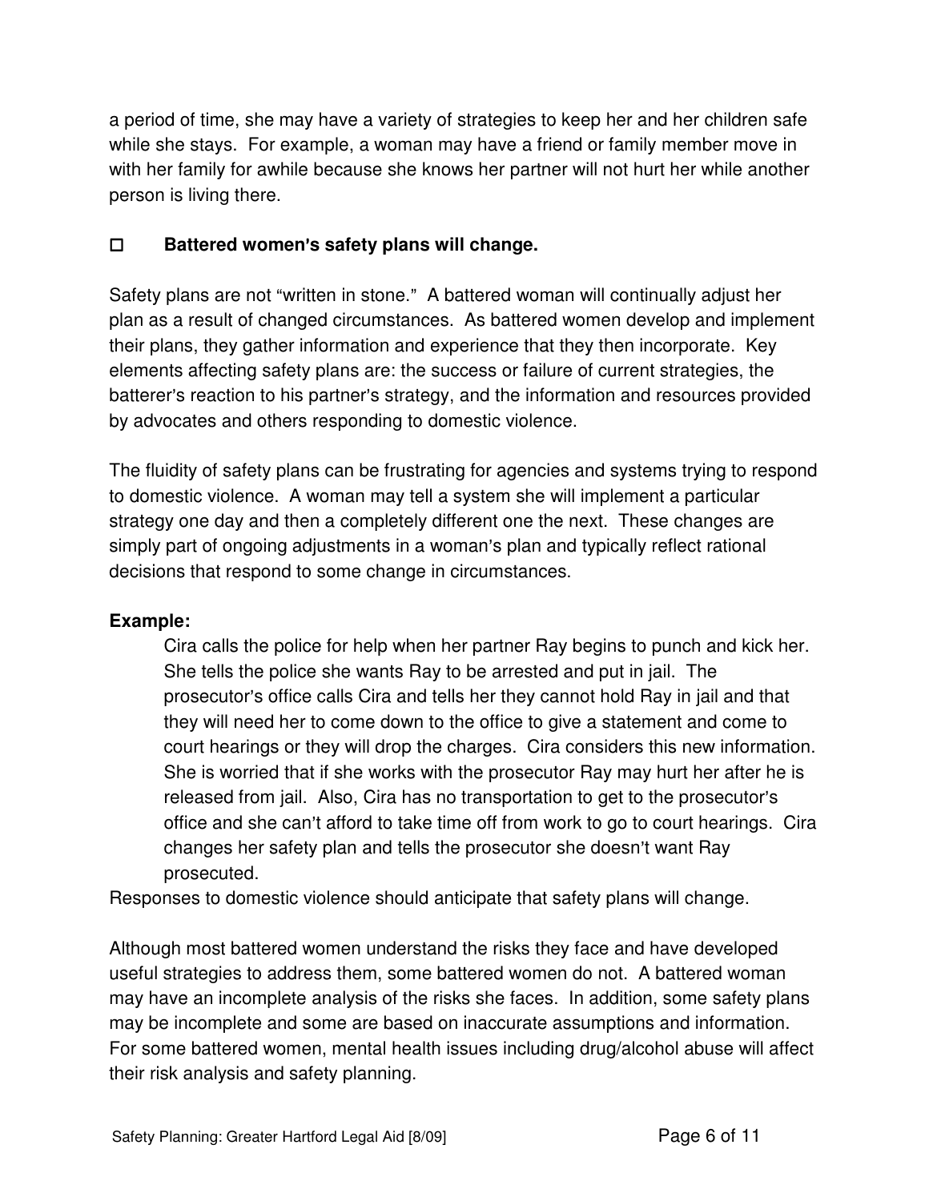a period of time, she may have a variety of strategies to keep her and her children safe while she stays. For example, a woman may have a friend or family member move in with her family for awhile because she knows her partner will not hurt her while another person is living there.

- [ ] **Battered women's safety plans will change.**

Safety plans are not "written in stone." A battered woman will continually adjust her plan as a result of changed circumstances. As battered women develop and implement their plans, they gather information and experience that they then incorporate. Key elements affecting safety plans are: the success or failure of current strategies, the batterer's reaction to his partner's strategy, and the information and resources provided by advocates and others responding to domestic violence.

The fluidity of safety plans can be frustrating for agencies and systems trying to respond to domestic violence. A woman may tell a system she will implement a particular strategy one day and then a completely different one the next. These changes are simply part of ongoing adjustments in a woman's plan and typically reflect rational decisions that respond to some change in circumstances.

**Example:**

> Cira calls the police for help when her partner Ray begins to punch and kick her. She tells the police she wants Ray to be arrested and put in jail. The prosecutor's office calls Cira and tells her they cannot hold Ray in jail and that they will need her to come down to the office to give a statement and come to court hearings or they will drop the charges. Cira considers this new information. She is worried that if she works with the prosecutor Ray may hurt her after he is released from jail. Also, Cira has no transportation to get to the prosecutor's office and she can't afford to take time off from work to go to court hearings. Cira changes her safety plan and tells the prosecutor she doesn't want Ray prosecuted.

Responses to domestic violence should anticipate that safety plans will change.

Although most battered women understand the risks they face and have developed useful strategies to address them, some battered women do not. A battered woman may have an incomplete analysis of the risks she faces. In addition, some safety plans may be incomplete and some are based on inaccurate assumptions and information. For some battered women, mental health issues including drug/alcohol abuse will affect their risk analysis and safety planning.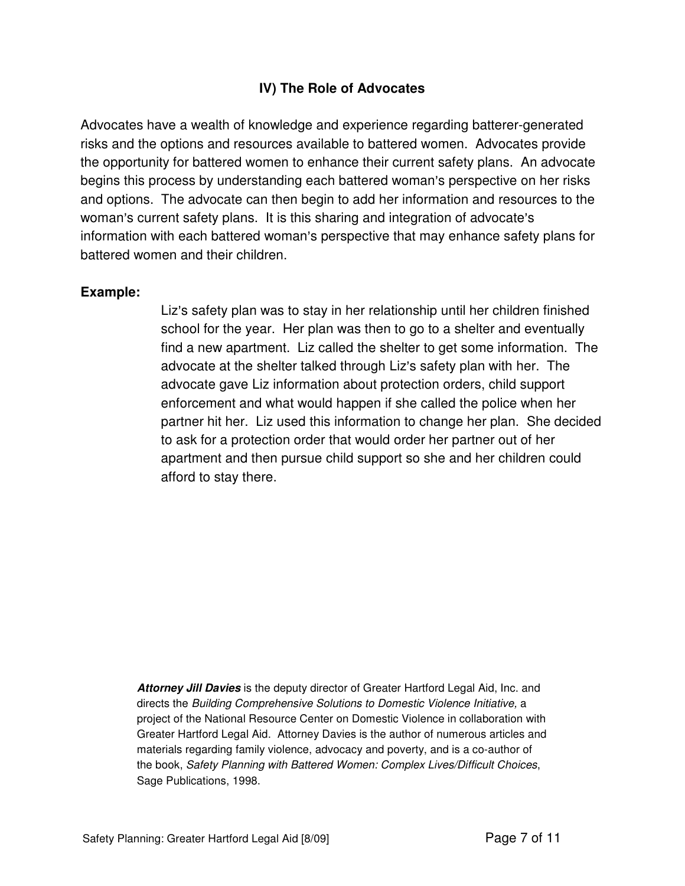## IV) The Role of Advocates

Advocates have a wealth of knowledge and experience regarding batterer-generated risks and the options and resources available to battered women. Advocates provide the opportunity for battered women to enhance their current safety plans. An advocate begins this process by understanding each battered woman's perspective on her risks and options. The advocate can then begin to add her information and resources to the woman's current safety plans. It is this sharing and integration of advocate's information with each battered woman's perspective that may enhance safety plans for battered women and their children.

**Example:**

> Liz's safety plan was to stay in her relationship until her children finished school for the year. Her plan was then to go to a shelter and eventually find a new apartment. Liz called the shelter to get some information. The advocate at the shelter talked through Liz's safety plan with her. The advocate gave Liz information about protection orders, child support enforcement and what would happen if she called the police when her partner hit her. Liz used this information to change her plan. She decided to ask for a protection order that would order her partner out of her apartment and then pursue child support so she and her children could afford to stay there.

***Attorney Jill Davies*** is the deputy director of Greater Hartford Legal Aid, Inc. and directs the *Building Comprehensive Solutions to Domestic Violence Initiative,* a project of the National Resource Center on Domestic Violence in collaboration with Greater Hartford Legal Aid. Attorney Davies is the author of numerous articles and materials regarding family violence, advocacy and poverty, and is a co-author of the book, *Safety Planning with Battered Women: Complex Lives/Difficult Choices*, Sage Publications, 1998.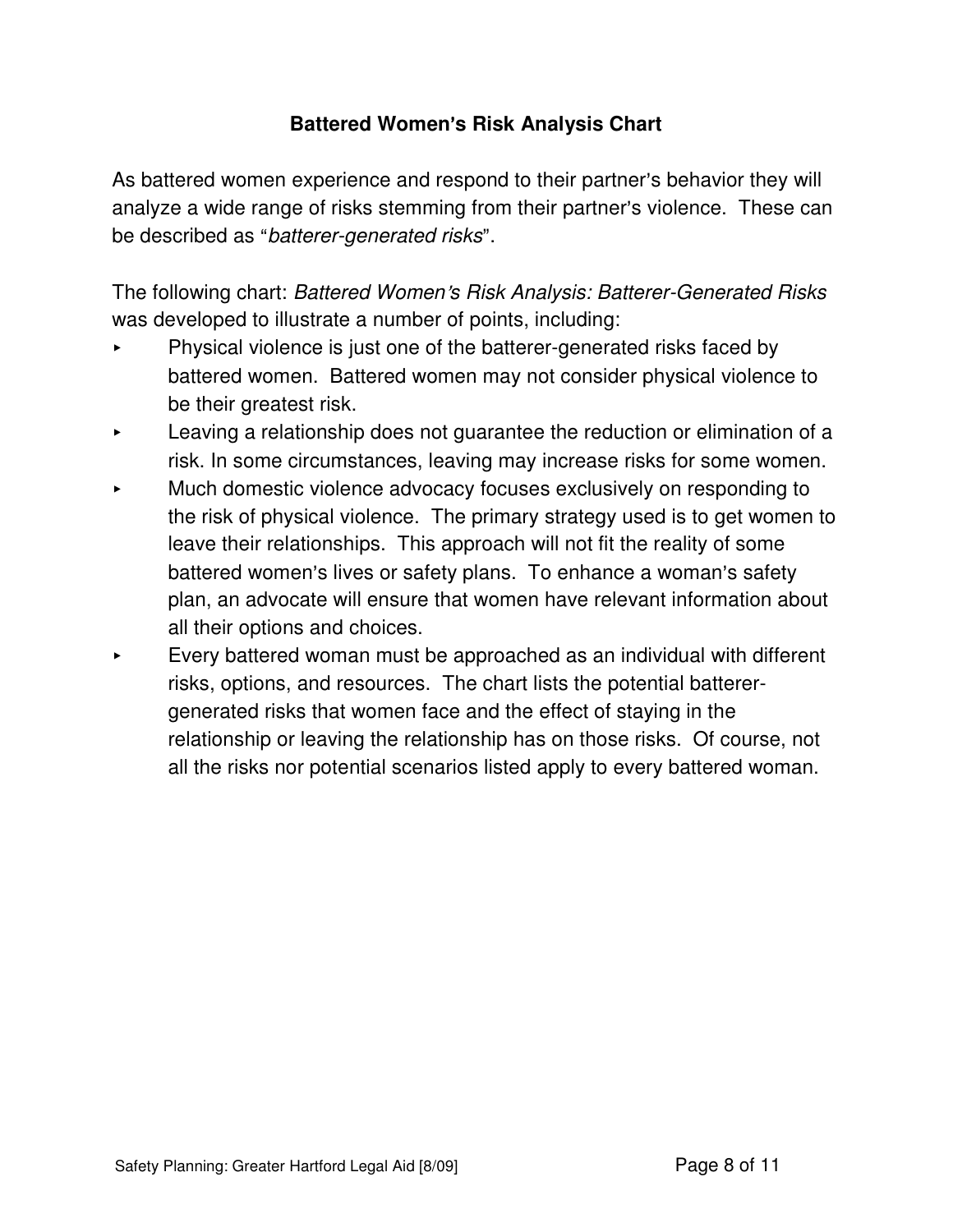## Battered Women's Risk Analysis Chart

As battered women experience and respond to their partner's behavior they will analyze a wide range of risks stemming from their partner's violence. These can be described as "*batterer-generated risks*".

The following chart: *Battered Women's Risk Analysis: Batterer-Generated Risks* was developed to illustrate a number of points, including:

- Physical violence is just one of the batterer-generated risks faced by battered women. Battered women may not consider physical violence to be their greatest risk.
- Leaving a relationship does not guarantee the reduction or elimination of a risk. In some circumstances, leaving may increase risks for some women.
- Much domestic violence advocacy focuses exclusively on responding to the risk of physical violence. The primary strategy used is to get women to leave their relationships. This approach will not fit the reality of some battered women's lives or safety plans. To enhance a woman's safety plan, an advocate will ensure that women have relevant information about all their options and choices.
- Every battered woman must be approached as an individual with different risks, options, and resources. The chart lists the potential batterer-generated risks that women face and the effect of staying in the relationship or leaving the relationship has on those risks. Of course, not all the risks nor potential scenarios listed apply to every battered woman.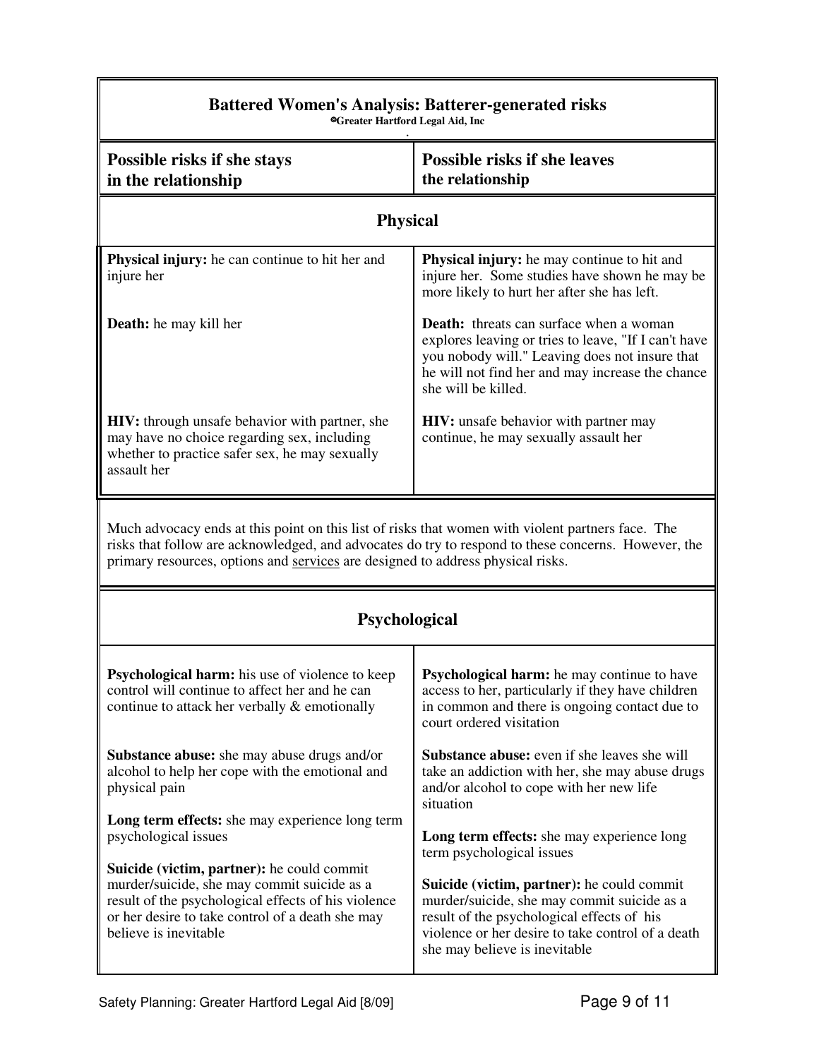## Battered Women's Analysis: Batterer-generated risks

©Greater Hartford Legal Aid, Inc

| Possible risks if she stays in the relationship | Possible risks if she leaves the relationship |
|---|---|
| **Physical** | |
| **Physical injury:** he can continue to hit her and injure her | **Physical injury:** he may continue to hit and injure her. Some studies have shown he may be more likely to hurt her after she has left. |
| **Death:** he may kill her | **Death:** threats can surface when a woman explores leaving or tries to leave, "If I can't have you nobody will." Leaving does not insure that he will not find her and may increase the chance she will be killed. |
| **HIV:** through unsafe behavior with partner, she may have no choice regarding sex, including whether to practice safer sex, he may sexually assault her | **HIV:** unsafe behavior with partner may continue, he may sexually assault her |

Much advocacy ends at this point on this list of risks that women with violent partners face. The risks that follow are acknowledged, and advocates do try to respond to these concerns. However, the primary resources, options and <u>services</u> are designed to address physical risks.

| Possible risks if she stays in the relationship | Possible risks if she leaves the relationship |
|---|---|
| **Psychological** | |
| **Psychological harm:** his use of violence to keep control will continue to affect her and he can continue to attack her verbally & emotionally | **Psychological harm:** he may continue to have access to her, particularly if they have children in common and there is ongoing contact due to court ordered visitation |
| **Substance abuse:** she may abuse drugs and/or alcohol to help her cope with the emotional and physical pain | **Substance abuse:** even if she leaves she will take an addiction with her, she may abuse drugs and/or alcohol to cope with her new life situation |
| **Long term effects:** she may experience long term psychological issues | **Long term effects:** she may experience long term psychological issues |
| **Suicide (victim, partner):** he could commit murder/suicide, she may commit suicide as a result of the psychological effects of his violence or her desire to take control of a death she may believe is inevitable | **Suicide (victim, partner):** he could commit murder/suicide, she may commit suicide as a result of the psychological effects of his violence or her desire to take control of a death she may believe is inevitable |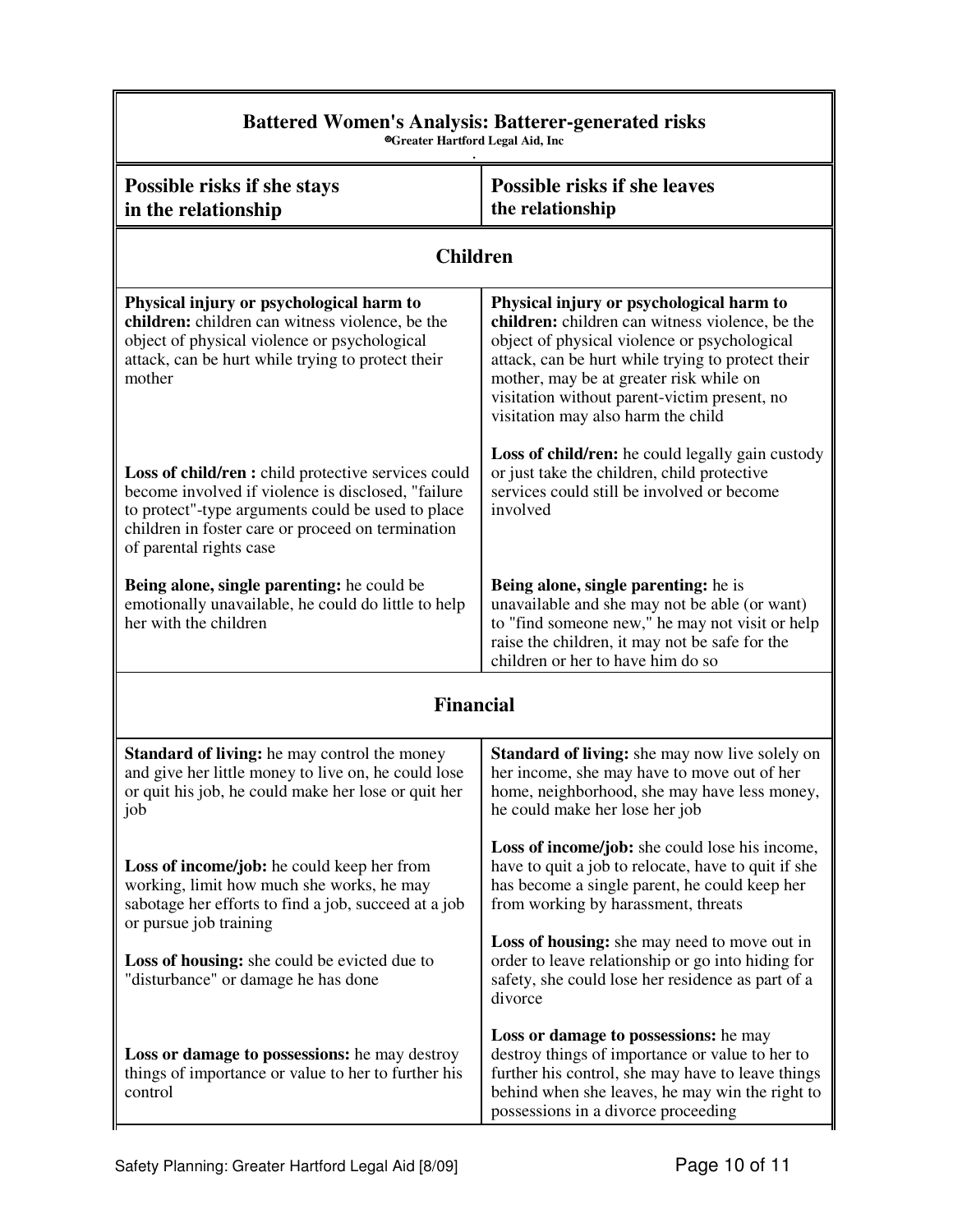| **Battered Women's Analysis: Batterer-generated risks**<br>©Greater Hartford Legal Aid, Inc | |
|---|---|
| **Possible risks if she stays in the relationship** | **Possible risks if she leaves the relationship** |
| **Children** | |
| **Physical injury or psychological harm to children:** children can witness violence, be the object of physical violence or psychological attack, can be hurt while trying to protect their mother | **Physical injury or psychological harm to children:** children can witness violence, be the object of physical violence or psychological attack, can be hurt while trying to protect their mother, may be at greater risk while on visitation without parent-victim present, no visitation may also harm the child |
| **Loss of child/ren :** child protective services could become involved if violence is disclosed, "failure to protect"-type arguments could be used to place children in foster care or proceed on termination of parental rights case | **Loss of child/ren:** he could legally gain custody or just take the children, child protective services could still be involved or become involved |
| **Being alone, single parenting:** he could be emotionally unavailable, he could do little to help her with the children | **Being alone, single parenting:** he is unavailable and she may not be able (or want) to "find someone new," he may not visit or help raise the children, it may not be safe for the children or her to have him do so |
| **Financial** | |
| **Standard of living:** he may control the money and give her little money to live on, he could lose or quit his job, he could make her lose or quit her job | **Standard of living:** she may now live solely on her income, she may have to move out of her home, neighborhood, she may have less money, he could make her lose her job |
| **Loss of income/job:** he could keep her from working, limit how much she works, he may sabotage her efforts to find a job, succeed at a job or pursue job training | **Loss of income/job:** she could lose his income, have to quit a job to relocate, have to quit if she has become a single parent, he could keep her from working by harassment, threats |
| **Loss of housing:** she could be evicted due to "disturbance" or damage he has done | **Loss of housing:** she may need to move out in order to leave relationship or go into hiding for safety, she could lose her residence as part of a divorce |
| **Loss or damage to possessions:** he may destroy things of importance or value to her to further his control | **Loss or damage to possessions:** he may destroy things of importance or value to her to further his control, she may have to leave things behind when she leaves, he may win the right to possessions in a divorce proceeding |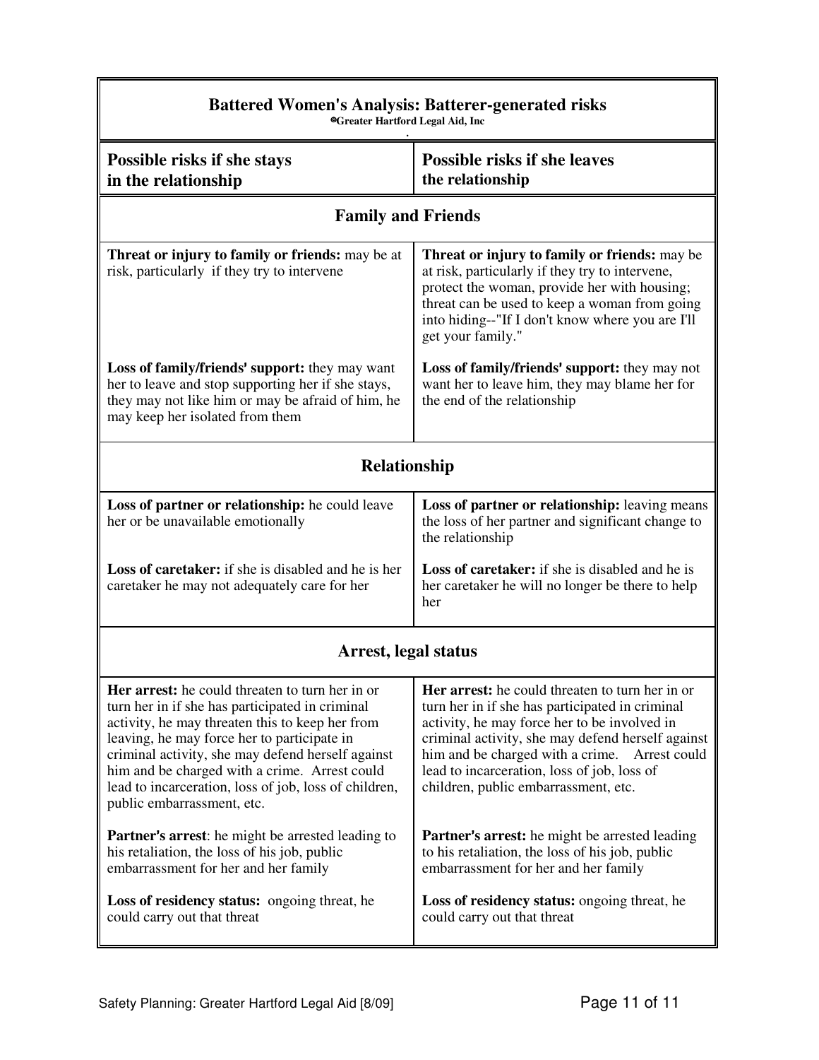| Battered Women's Analysis: Batterer-generated risks<br>©Greater Hartford Legal Aid, Inc | |
|---|---|
| **Possible risks if she stays in the relationship** | **Possible risks if she leaves the relationship** |
| **Family and Friends** | |
| **Threat or injury to family or friends:** may be at risk, particularly if they try to intervene | **Threat or injury to family or friends:** may be at risk, particularly if they try to intervene, protect the woman, provide her with housing; threat can be used to keep a woman from going into hiding--"If I don't know where you are I'll get your family." |
| **Loss of family/friends' support:** they may want her to leave and stop supporting her if she stays, they may not like him or may be afraid of him, he may keep her isolated from them | **Loss of family/friends' support:** they may not want her to leave him, they may blame her for the end of the relationship |
| **Relationship** | |
| **Loss of partner or relationship:** he could leave her or be unavailable emotionally | **Loss of partner or relationship:** leaving means the loss of her partner and significant change to the relationship |
| **Loss of caretaker:** if she is disabled and he is her caretaker he may not adequately care for her | **Loss of caretaker:** if she is disabled and he is her caretaker he will no longer be there to help her |
| **Arrest, legal status** | |
| **Her arrest:** he could threaten to turn her in or turn her in if she has participated in criminal activity, he may threaten this to keep her from leaving, he may force her to participate in criminal activity, she may defend herself against him and be charged with a crime. Arrest could lead to incarceration, loss of job, loss of children, public embarrassment, etc. | **Her arrest:** he could threaten to turn her in or turn her in if she has participated in criminal activity, he may force her to be involved in criminal activity, she may defend herself against him and be charged with a crime. Arrest could lead to incarceration, loss of job, loss of children, public embarrassment, etc. |
| **Partner's arrest**: he might be arrested leading to his retaliation, the loss of his job, public embarrassment for her and her family | **Partner's arrest:** he might be arrested leading to his retaliation, the loss of his job, public embarrassment for her and her family |
| **Loss of residency status:** ongoing threat, he could carry out that threat | **Loss of residency status:** ongoing threat, he could carry out that threat |